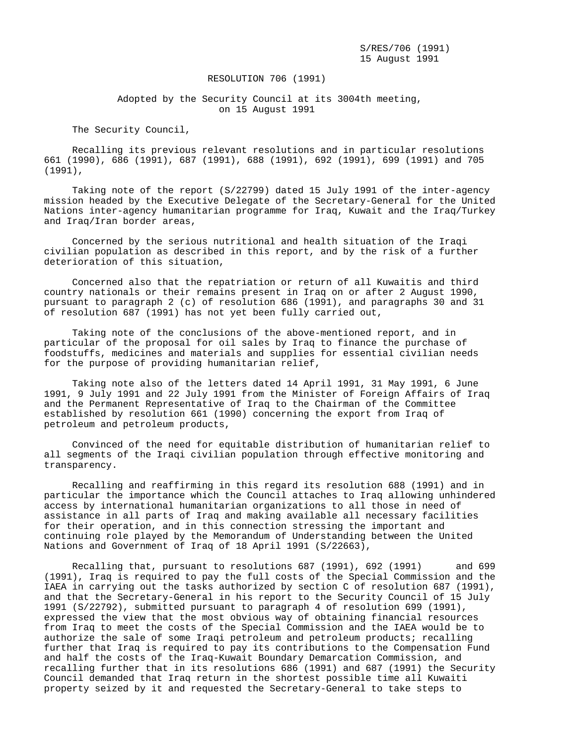S/RES/706 (1991)
15 August 1991

# RESOLUTION 706 (1991)

Adopted by the Security Council at its 3004th meeting, on 15 August 1991

The Security Council,

Recalling its previous relevant resolutions and in particular resolutions 661 (1990), 686 (1991), 687 (1991), 688 (1991), 692 (1991), 699 (1991) and 705 (1991),

Taking note of the report (S/22799) dated 15 July 1991 of the inter-agency mission headed by the Executive Delegate of the Secretary-General for the United Nations inter-agency humanitarian programme for Iraq, Kuwait and the Iraq/Turkey and Iraq/Iran border areas,

Concerned by the serious nutritional and health situation of the Iraqi civilian population as described in this report, and by the risk of a further deterioration of this situation,

Concerned also that the repatriation or return of all Kuwaitis and third country nationals or their remains present in Iraq on or after 2 August 1990, pursuant to paragraph 2 (c) of resolution 686 (1991), and paragraphs 30 and 31 of resolution 687 (1991) has not yet been fully carried out,

Taking note of the conclusions of the above-mentioned report, and in particular of the proposal for oil sales by Iraq to finance the purchase of foodstuffs, medicines and materials and supplies for essential civilian needs for the purpose of providing humanitarian relief,

Taking note also of the letters dated 14 April 1991, 31 May 1991, 6 June 1991, 9 July 1991 and 22 July 1991 from the Minister of Foreign Affairs of Iraq and the Permanent Representative of Iraq to the Chairman of the Committee established by resolution 661 (1990) concerning the export from Iraq of petroleum and petroleum products,

Convinced of the need for equitable distribution of humanitarian relief to all segments of the Iraqi civilian population through effective monitoring and transparency.

Recalling and reaffirming in this regard its resolution 688 (1991) and in particular the importance which the Council attaches to Iraq allowing unhindered access by international humanitarian organizations to all those in need of assistance in all parts of Iraq and making available all necessary facilities for their operation, and in this connection stressing the important and continuing role played by the Memorandum of Understanding between the United Nations and Government of Iraq of 18 April 1991 (S/22663),

Recalling that, pursuant to resolutions 687 (1991), 692 (1991) and 699 (1991), Iraq is required to pay the full costs of the Special Commission and the IAEA in carrying out the tasks authorized by section C of resolution 687 (1991), and that the Secretary-General in his report to the Security Council of 15 July 1991 (S/22792), submitted pursuant to paragraph 4 of resolution 699 (1991), expressed the view that the most obvious way of obtaining financial resources from Iraq to meet the costs of the Special Commission and the IAEA would be to authorize the sale of some Iraqi petroleum and petroleum products; recalling further that Iraq is required to pay its contributions to the Compensation Fund and half the costs of the Iraq-Kuwait Boundary Demarcation Commission, and recalling further that in its resolutions 686 (1991) and 687 (1991) the Security Council demanded that Iraq return in the shortest possible time all Kuwaiti property seized by it and requested the Secretary-General to take steps to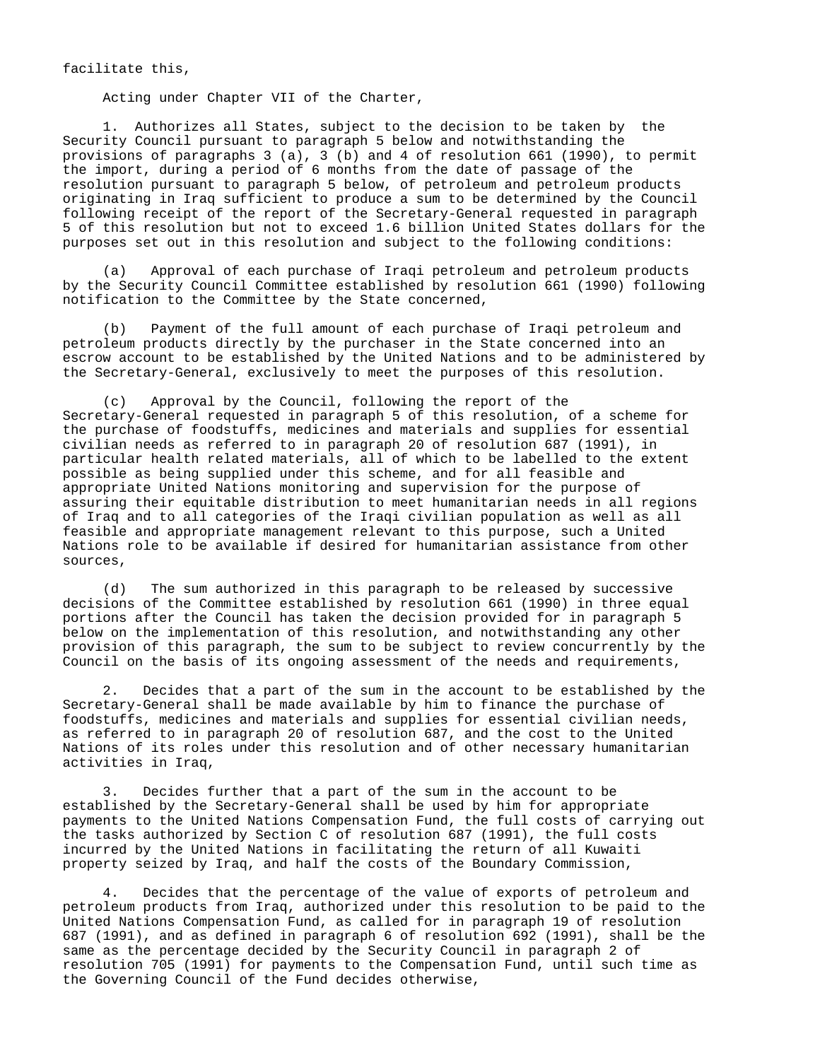facilitate this,

Acting under Chapter VII of the Charter,

1. Authorizes all States, subject to the decision to be taken by the Security Council pursuant to paragraph 5 below and notwithstanding the provisions of paragraphs 3 (a), 3 (b) and 4 of resolution 661 (1990), to permit the import, during a period of 6 months from the date of passage of the resolution pursuant to paragraph 5 below, of petroleum and petroleum products originating in Iraq sufficient to produce a sum to be determined by the Council following receipt of the report of the Secretary-General requested in paragraph 5 of this resolution but not to exceed 1.6 billion United States dollars for the purposes set out in this resolution and subject to the following conditions:

(a) Approval of each purchase of Iraqi petroleum and petroleum products by the Security Council Committee established by resolution 661 (1990) following notification to the Committee by the State concerned,

(b) Payment of the full amount of each purchase of Iraqi petroleum and petroleum products directly by the purchaser in the State concerned into an escrow account to be established by the United Nations and to be administered by the Secretary-General, exclusively to meet the purposes of this resolution.

(c) Approval by the Council, following the report of the Secretary-General requested in paragraph 5 of this resolution, of a scheme for the purchase of foodstuffs, medicines and materials and supplies for essential civilian needs as referred to in paragraph 20 of resolution 687 (1991), in particular health related materials, all of which to be labelled to the extent possible as being supplied under this scheme, and for all feasible and appropriate United Nations monitoring and supervision for the purpose of assuring their equitable distribution to meet humanitarian needs in all regions of Iraq and to all categories of the Iraqi civilian population as well as all feasible and appropriate management relevant to this purpose, such a United Nations role to be available if desired for humanitarian assistance from other sources,

(d) The sum authorized in this paragraph to be released by successive decisions of the Committee established by resolution 661 (1990) in three equal portions after the Council has taken the decision provided for in paragraph 5 below on the implementation of this resolution, and notwithstanding any other provision of this paragraph, the sum to be subject to review concurrently by the Council on the basis of its ongoing assessment of the needs and requirements,

2. Decides that a part of the sum in the account to be established by the Secretary-General shall be made available by him to finance the purchase of foodstuffs, medicines and materials and supplies for essential civilian needs, as referred to in paragraph 20 of resolution 687, and the cost to the United Nations of its roles under this resolution and of other necessary humanitarian activities in Iraq,

3. Decides further that a part of the sum in the account to be established by the Secretary-General shall be used by him for appropriate payments to the United Nations Compensation Fund, the full costs of carrying out the tasks authorized by Section C of resolution 687 (1991), the full costs incurred by the United Nations in facilitating the return of all Kuwaiti property seized by Iraq, and half the costs of the Boundary Commission,

4. Decides that the percentage of the value of exports of petroleum and petroleum products from Iraq, authorized under this resolution to be paid to the United Nations Compensation Fund, as called for in paragraph 19 of resolution 687 (1991), and as defined in paragraph 6 of resolution 692 (1991), shall be the same as the percentage decided by the Security Council in paragraph 2 of resolution 705 (1991) for payments to the Compensation Fund, until such time as the Governing Council of the Fund decides otherwise,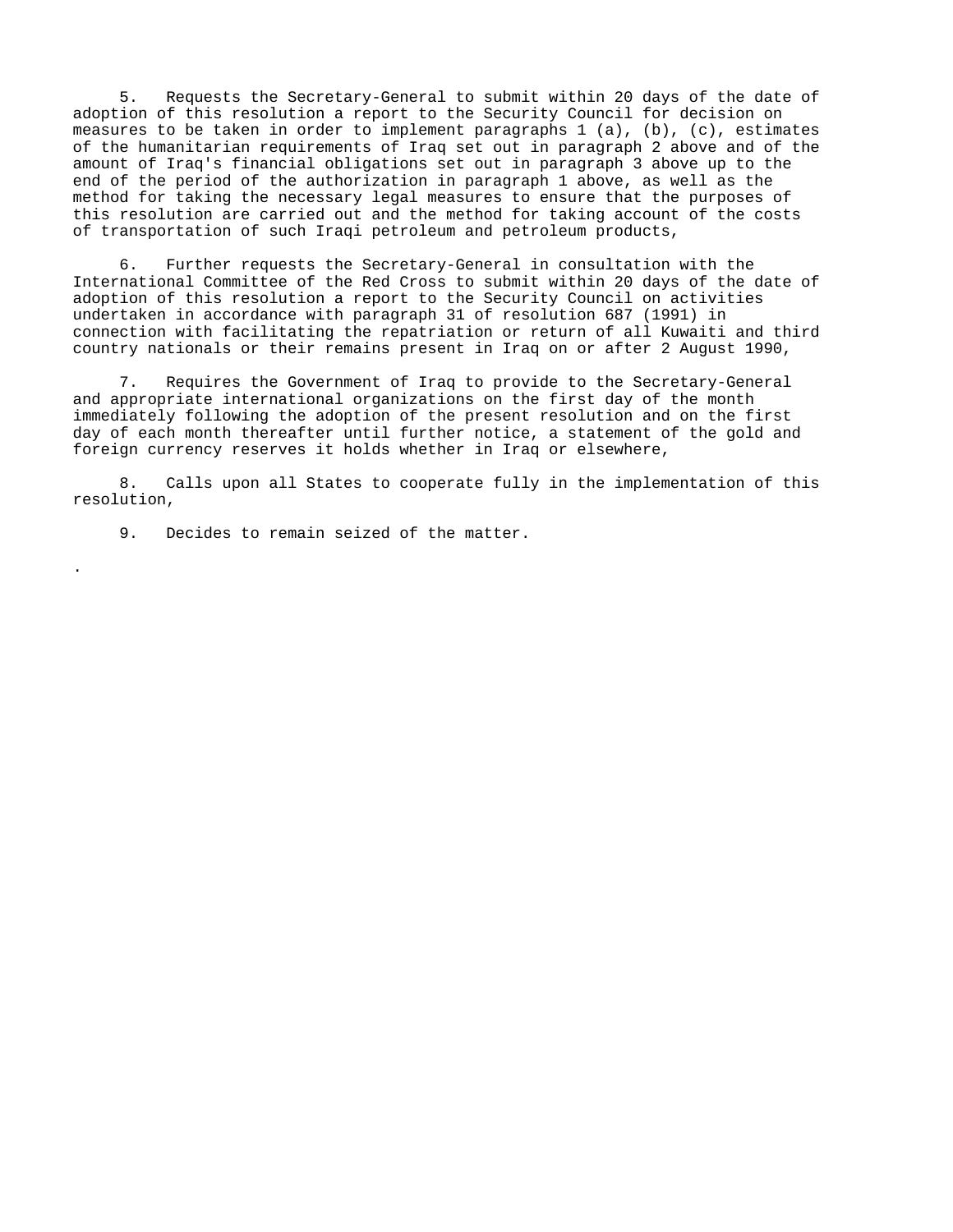5. Requests the Secretary-General to submit within 20 days of the date of adoption of this resolution a report to the Security Council for decision on measures to be taken in order to implement paragraphs 1 (a), (b), (c), estimates of the humanitarian requirements of Iraq set out in paragraph 2 above and of the amount of Iraq's financial obligations set out in paragraph 3 above up to the end of the period of the authorization in paragraph 1 above, as well as the method for taking the necessary legal measures to ensure that the purposes of this resolution are carried out and the method for taking account of the costs of transportation of such Iraqi petroleum and petroleum products,

6. Further requests the Secretary-General in consultation with the International Committee of the Red Cross to submit within 20 days of the date of adoption of this resolution a report to the Security Council on activities undertaken in accordance with paragraph 31 of resolution 687 (1991) in connection with facilitating the repatriation or return of all Kuwaiti and third country nationals or their remains present in Iraq on or after 2 August 1990,

7. Requires the Government of Iraq to provide to the Secretary-General and appropriate international organizations on the first day of the month immediately following the adoption of the present resolution and on the first day of each month thereafter until further notice, a statement of the gold and foreign currency reserves it holds whether in Iraq or elsewhere,

8. Calls upon all States to cooperate fully in the implementation of this resolution,

9. Decides to remain seized of the matter.